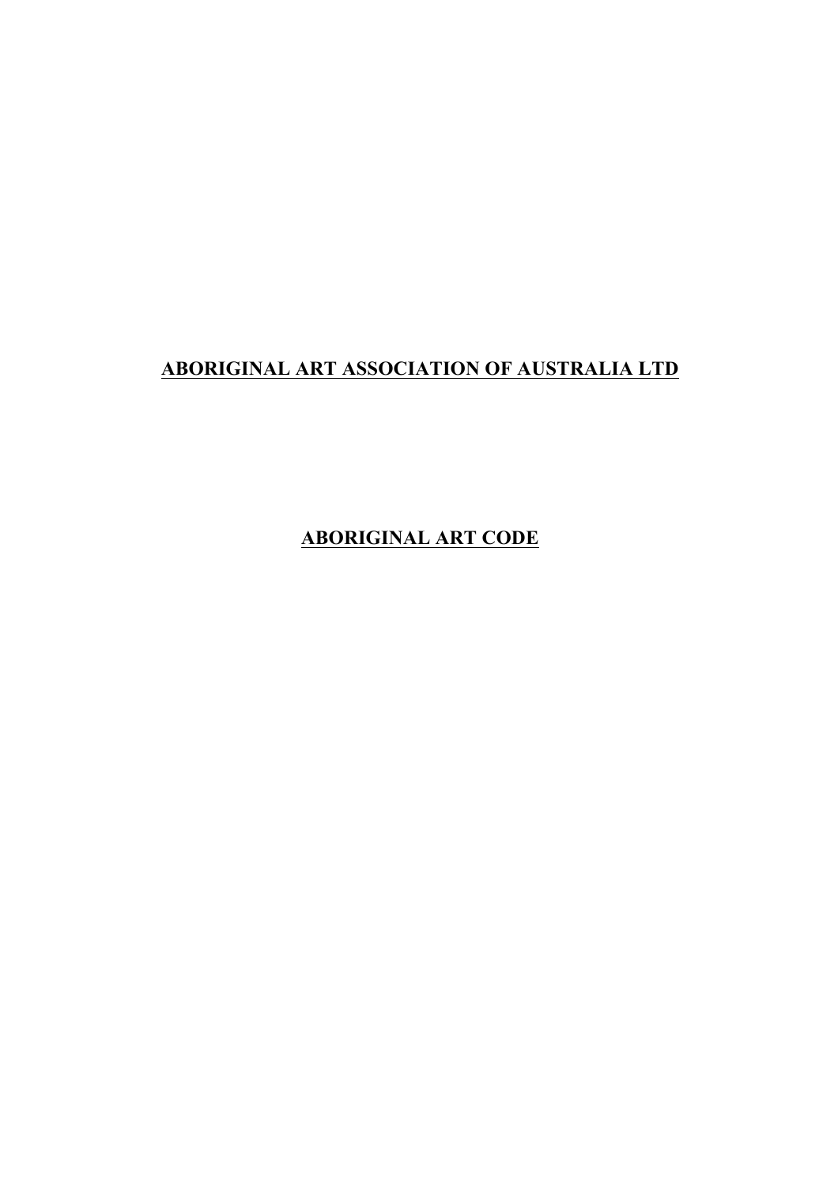# ABORIGINAL ART ASSOCIATION OF AUSTRALIA LTD

## ABORIGINAL ART CODE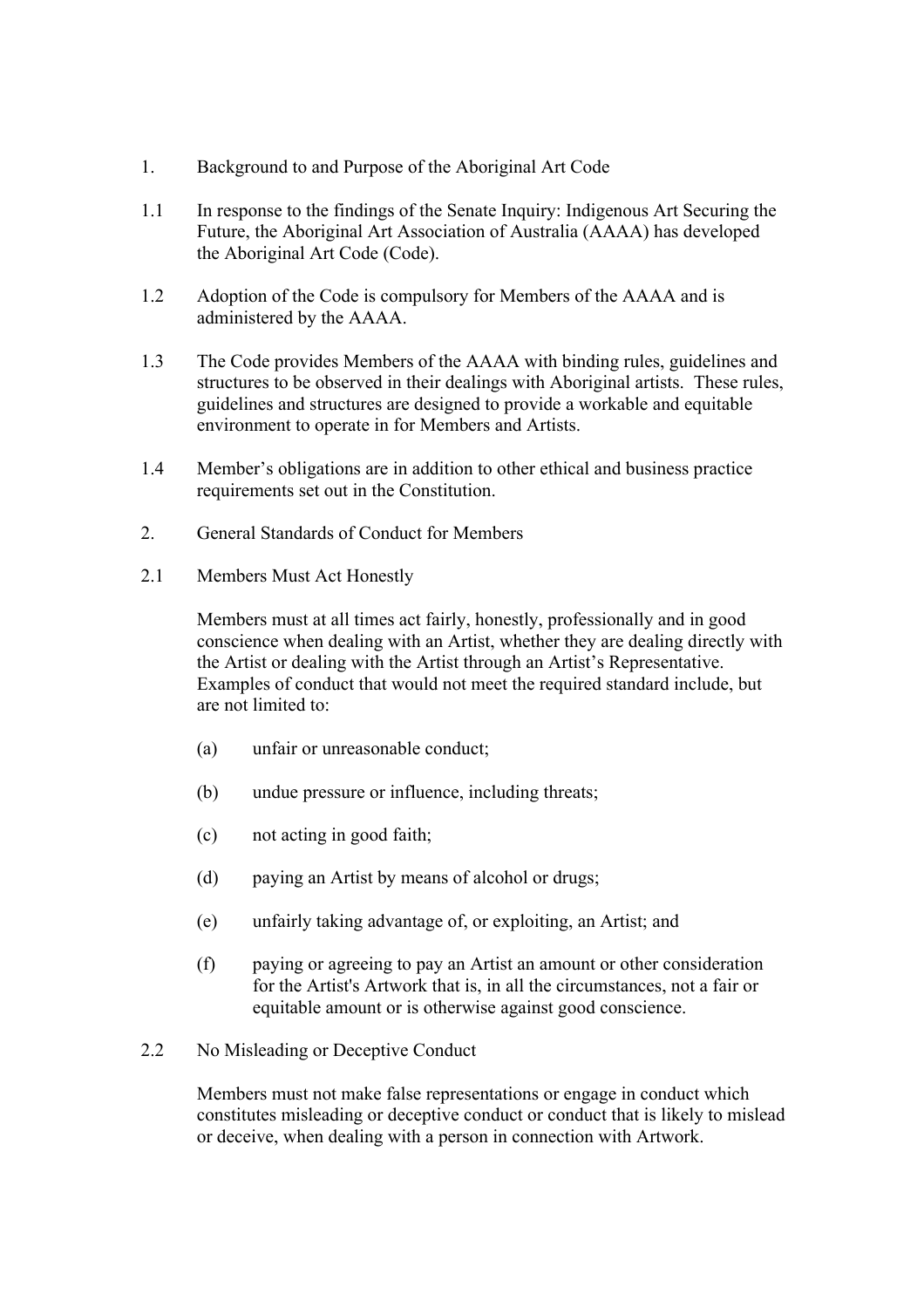## 1. Background to and Purpose of the Aboriginal Art Code

1.1 In response to the findings of the Senate Inquiry: Indigenous Art Securing the Future, the Aboriginal Art Association of Australia (AAAA) has developed the Aboriginal Art Code (Code).

1.2 Adoption of the Code is compulsory for Members of the AAAA and is administered by the AAAA.

1.3 The Code provides Members of the AAAA with binding rules, guidelines and structures to be observed in their dealings with Aboriginal artists. These rules, guidelines and structures are designed to provide a workable and equitable environment to operate in for Members and Artists.

1.4 Member's obligations are in addition to other ethical and business practice requirements set out in the Constitution.

## 2. General Standards of Conduct for Members

### 2.1 Members Must Act Honestly

Members must at all times act fairly, honestly, professionally and in good conscience when dealing with an Artist, whether they are dealing directly with the Artist or dealing with the Artist through an Artist's Representative. Examples of conduct that would not meet the required standard include, but are not limited to:

(a) unfair or unreasonable conduct;

(b) undue pressure or influence, including threats;

(c) not acting in good faith;

(d) paying an Artist by means of alcohol or drugs;

(e) unfairly taking advantage of, or exploiting, an Artist; and

(f) paying or agreeing to pay an Artist an amount or other consideration for the Artist's Artwork that is, in all the circumstances, not a fair or equitable amount or is otherwise against good conscience.

### 2.2 No Misleading or Deceptive Conduct

Members must not make false representations or engage in conduct which constitutes misleading or deceptive conduct or conduct that is likely to mislead or deceive, when dealing with a person in connection with Artwork.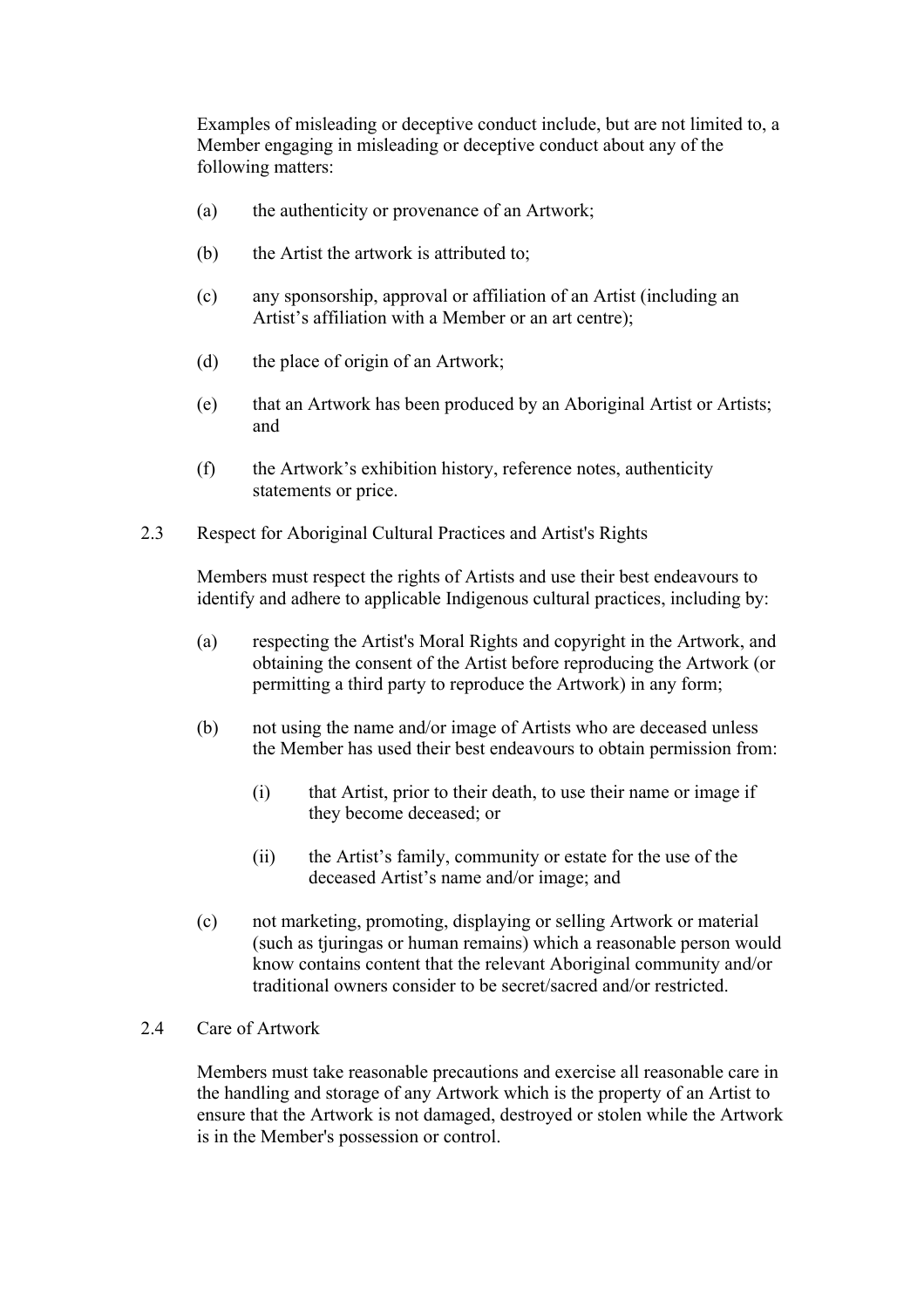Examples of misleading or deceptive conduct include, but are not limited to, a Member engaging in misleading or deceptive conduct about any of the following matters:

(a) the authenticity or provenance of an Artwork;

(b) the Artist the artwork is attributed to;

(c) any sponsorship, approval or affiliation of an Artist (including an Artist's affiliation with a Member or an art centre);

(d) the place of origin of an Artwork;

(e) that an Artwork has been produced by an Aboriginal Artist or Artists; and

(f) the Artwork's exhibition history, reference notes, authenticity statements or price.

2.3 Respect for Aboriginal Cultural Practices and Artist's Rights

Members must respect the rights of Artists and use their best endeavours to identify and adhere to applicable Indigenous cultural practices, including by:

(a) respecting the Artist's Moral Rights and copyright in the Artwork, and obtaining the consent of the Artist before reproducing the Artwork (or permitting a third party to reproduce the Artwork) in any form;

(b) not using the name and/or image of Artists who are deceased unless the Member has used their best endeavours to obtain permission from:

(i) that Artist, prior to their death, to use their name or image if they become deceased; or

(ii) the Artist's family, community or estate for the use of the deceased Artist's name and/or image; and

(c) not marketing, promoting, displaying or selling Artwork or material (such as tjuringas or human remains) which a reasonable person would know contains content that the relevant Aboriginal community and/or traditional owners consider to be secret/sacred and/or restricted.

2.4 Care of Artwork

Members must take reasonable precautions and exercise all reasonable care in the handling and storage of any Artwork which is the property of an Artist to ensure that the Artwork is not damaged, destroyed or stolen while the Artwork is in the Member's possession or control.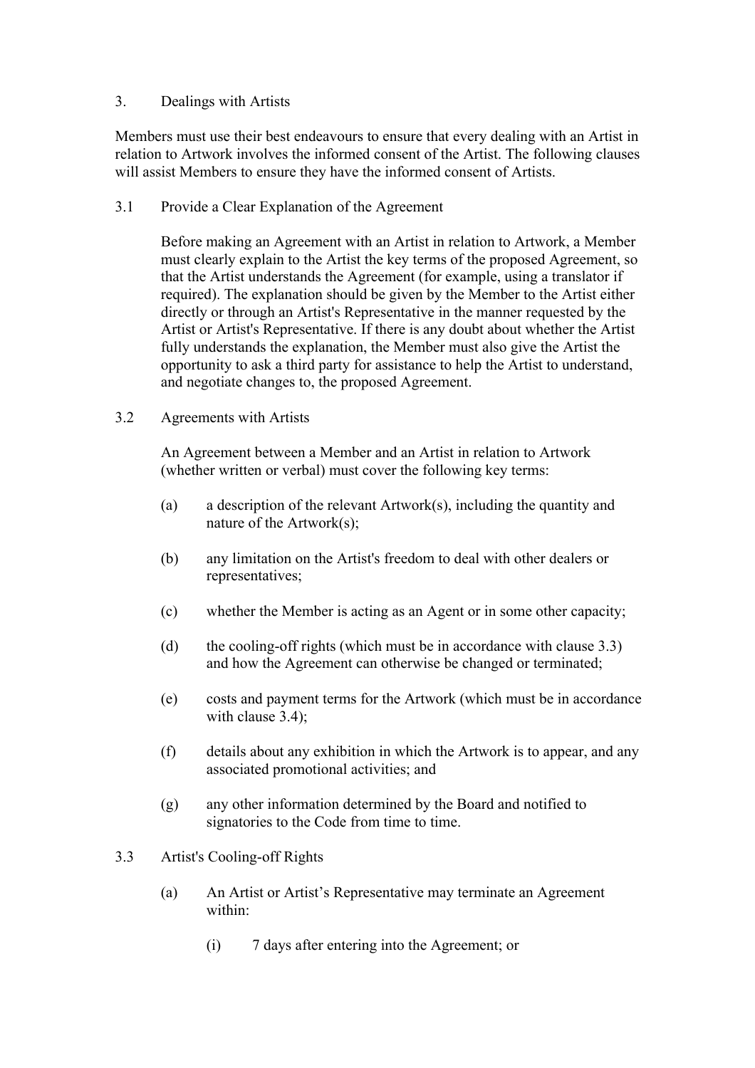## 3. Dealings with Artists

Members must use their best endeavours to ensure that every dealing with an Artist in relation to Artwork involves the informed consent of the Artist. The following clauses will assist Members to ensure they have the informed consent of Artists.

### 3.1 Provide a Clear Explanation of the Agreement

Before making an Agreement with an Artist in relation to Artwork, a Member must clearly explain to the Artist the key terms of the proposed Agreement, so that the Artist understands the Agreement (for example, using a translator if required). The explanation should be given by the Member to the Artist either directly or through an Artist's Representative in the manner requested by the Artist or Artist's Representative. If there is any doubt about whether the Artist fully understands the explanation, the Member must also give the Artist the opportunity to ask a third party for assistance to help the Artist to understand, and negotiate changes to, the proposed Agreement.

### 3.2 Agreements with Artists

An Agreement between a Member and an Artist in relation to Artwork (whether written or verbal) must cover the following key terms:

(a) a description of the relevant Artwork(s), including the quantity and nature of the Artwork(s);

(b) any limitation on the Artist's freedom to deal with other dealers or representatives;

(c) whether the Member is acting as an Agent or in some other capacity;

(d) the cooling-off rights (which must be in accordance with clause 3.3) and how the Agreement can otherwise be changed or terminated;

(e) costs and payment terms for the Artwork (which must be in accordance with clause 3.4);

(f) details about any exhibition in which the Artwork is to appear, and any associated promotional activities; and

(g) any other information determined by the Board and notified to signatories to the Code from time to time.

### 3.3 Artist's Cooling-off Rights

(a) An Artist or Artist's Representative may terminate an Agreement within:

(i) 7 days after entering into the Agreement; or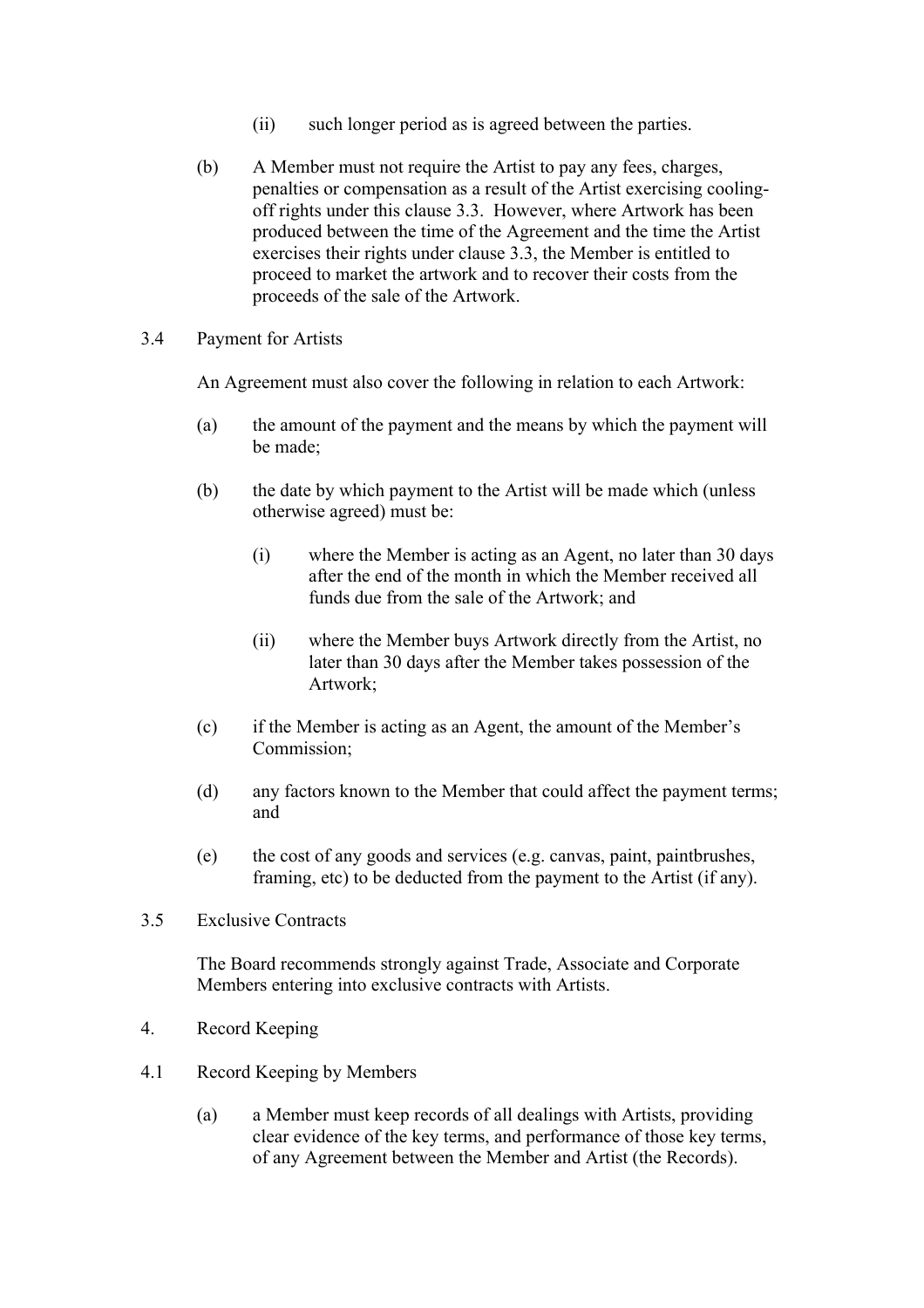(ii) such longer period as is agreed between the parties.

(b) A Member must not require the Artist to pay any fees, charges, penalties or compensation as a result of the Artist exercising cooling-off rights under this clause 3.3. However, where Artwork has been produced between the time of the Agreement and the time the Artist exercises their rights under clause 3.3, the Member is entitled to proceed to market the artwork and to recover their costs from the proceeds of the sale of the Artwork.

3.4 Payment for Artists

An Agreement must also cover the following in relation to each Artwork:

(a) the amount of the payment and the means by which the payment will be made;

(b) the date by which payment to the Artist will be made which (unless otherwise agreed) must be:

(i) where the Member is acting as an Agent, no later than 30 days after the end of the month in which the Member received all funds due from the sale of the Artwork; and

(ii) where the Member buys Artwork directly from the Artist, no later than 30 days after the Member takes possession of the Artwork;

(c) if the Member is acting as an Agent, the amount of the Member's Commission;

(d) any factors known to the Member that could affect the payment terms; and

(e) the cost of any goods and services (e.g. canvas, paint, paintbrushes, framing, etc) to be deducted from the payment to the Artist (if any).

3.5 Exclusive Contracts

The Board recommends strongly against Trade, Associate and Corporate Members entering into exclusive contracts with Artists.

4. Record Keeping

4.1 Record Keeping by Members

(a) a Member must keep records of all dealings with Artists, providing clear evidence of the key terms, and performance of those key terms, of any Agreement between the Member and Artist (the Records).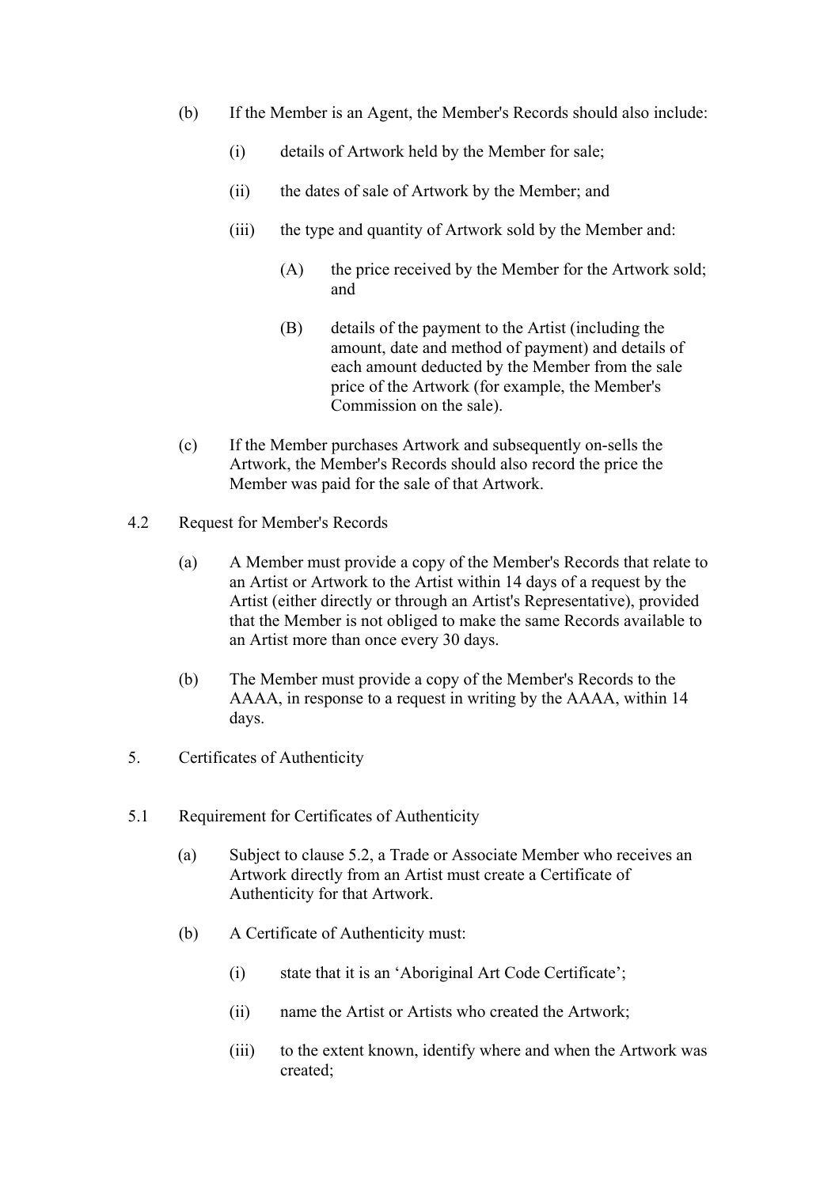(b) If the Member is an Agent, the Member's Records should also include:

  (i) details of Artwork held by the Member for sale;

  (ii) the dates of sale of Artwork by the Member; and

  (iii) the type and quantity of Artwork sold by the Member and:

    (A) the price received by the Member for the Artwork sold; and

    (B) details of the payment to the Artist (including the amount, date and method of payment) and details of each amount deducted by the Member from the sale price of the Artwork (for example, the Member's Commission on the sale).

(c) If the Member purchases Artwork and subsequently on-sells the Artwork, the Member's Records should also record the price the Member was paid for the sale of that Artwork.

### 4.2 Request for Member's Records

(a) A Member must provide a copy of the Member's Records that relate to an Artist or Artwork to the Artist within 14 days of a request by the Artist (either directly or through an Artist's Representative), provided that the Member is not obliged to make the same Records available to an Artist more than once every 30 days.

(b) The Member must provide a copy of the Member's Records to the AAAA, in response to a request in writing by the AAAA, within 14 days.

## 5. Certificates of Authenticity

### 5.1 Requirement for Certificates of Authenticity

(a) Subject to clause 5.2, a Trade or Associate Member who receives an Artwork directly from an Artist must create a Certificate of Authenticity for that Artwork.

(b) A Certificate of Authenticity must:

  (i) state that it is an 'Aboriginal Art Code Certificate';

  (ii) name the Artist or Artists who created the Artwork;

  (iii) to the extent known, identify where and when the Artwork was created;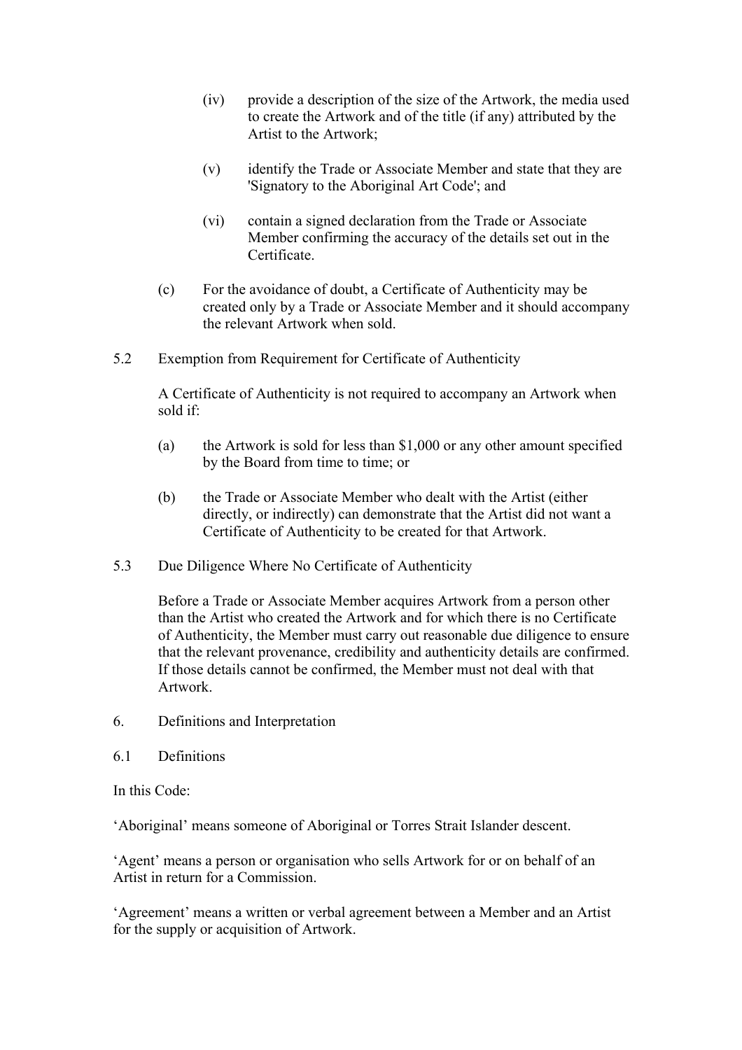(iv) provide a description of the size of the Artwork, the media used to create the Artwork and of the title (if any) attributed by the Artist to the Artwork;

(v) identify the Trade or Associate Member and state that they are 'Signatory to the Aboriginal Art Code'; and

(vi) contain a signed declaration from the Trade or Associate Member confirming the accuracy of the details set out in the Certificate.

(c) For the avoidance of doubt, a Certificate of Authenticity may be created only by a Trade or Associate Member and it should accompany the relevant Artwork when sold.

5.2 Exemption from Requirement for Certificate of Authenticity

A Certificate of Authenticity is not required to accompany an Artwork when sold if:

(a) the Artwork is sold for less than $1,000 or any other amount specified by the Board from time to time; or

(b) the Trade or Associate Member who dealt with the Artist (either directly, or indirectly) can demonstrate that the Artist did not want a Certificate of Authenticity to be created for that Artwork.

5.3 Due Diligence Where No Certificate of Authenticity

Before a Trade or Associate Member acquires Artwork from a person other than the Artist who created the Artwork and for which there is no Certificate of Authenticity, the Member must carry out reasonable due diligence to ensure that the relevant provenance, credibility and authenticity details are confirmed. If those details cannot be confirmed, the Member must not deal with that Artwork.

6. Definitions and Interpretation

6.1 Definitions

In this Code:

'Aboriginal' means someone of Aboriginal or Torres Strait Islander descent.

'Agent' means a person or organisation who sells Artwork for or on behalf of an Artist in return for a Commission.

'Agreement' means a written or verbal agreement between a Member and an Artist for the supply or acquisition of Artwork.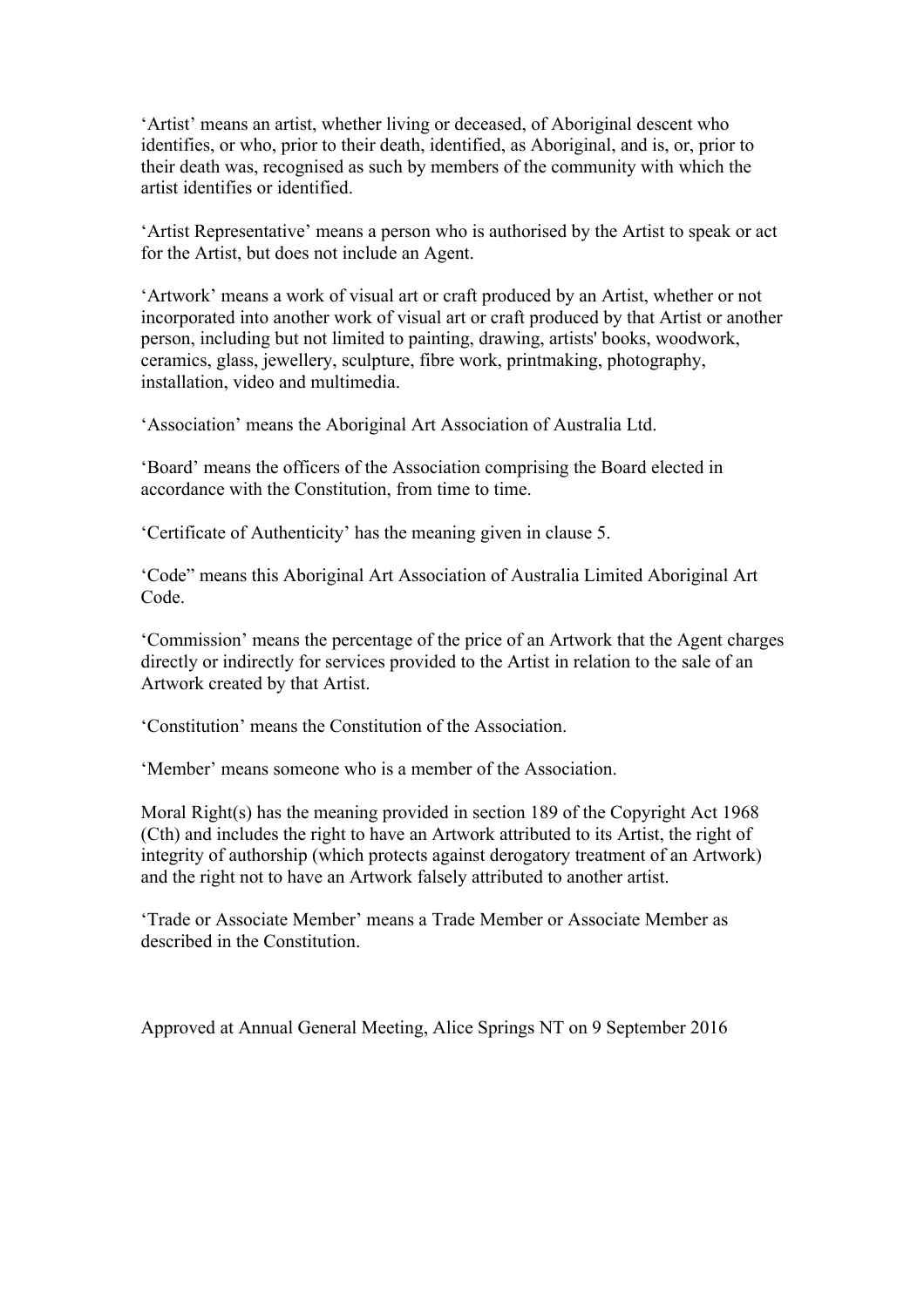'Artist' means an artist, whether living or deceased, of Aboriginal descent who identifies, or who, prior to their death, identified, as Aboriginal, and is, or, prior to their death was, recognised as such by members of the community with which the artist identifies or identified.

'Artist Representative' means a person who is authorised by the Artist to speak or act for the Artist, but does not include an Agent.

'Artwork' means a work of visual art or craft produced by an Artist, whether or not incorporated into another work of visual art or craft produced by that Artist or another person, including but not limited to painting, drawing, artists' books, woodwork, ceramics, glass, jewellery, sculpture, fibre work, printmaking, photography, installation, video and multimedia.

'Association' means the Aboriginal Art Association of Australia Ltd.

'Board' means the officers of the Association comprising the Board elected in accordance with the Constitution, from time to time.

'Certificate of Authenticity' has the meaning given in clause 5.

'Code" means this Aboriginal Art Association of Australia Limited Aboriginal Art Code.

'Commission' means the percentage of the price of an Artwork that the Agent charges directly or indirectly for services provided to the Artist in relation to the sale of an Artwork created by that Artist.

'Constitution' means the Constitution of the Association.

'Member' means someone who is a member of the Association.

Moral Right(s) has the meaning provided in section 189 of the Copyright Act 1968 (Cth) and includes the right to have an Artwork attributed to its Artist, the right of integrity of authorship (which protects against derogatory treatment of an Artwork) and the right not to have an Artwork falsely attributed to another artist.

'Trade or Associate Member' means a Trade Member or Associate Member as described in the Constitution.

Approved at Annual General Meeting, Alice Springs NT on 9 September 2016